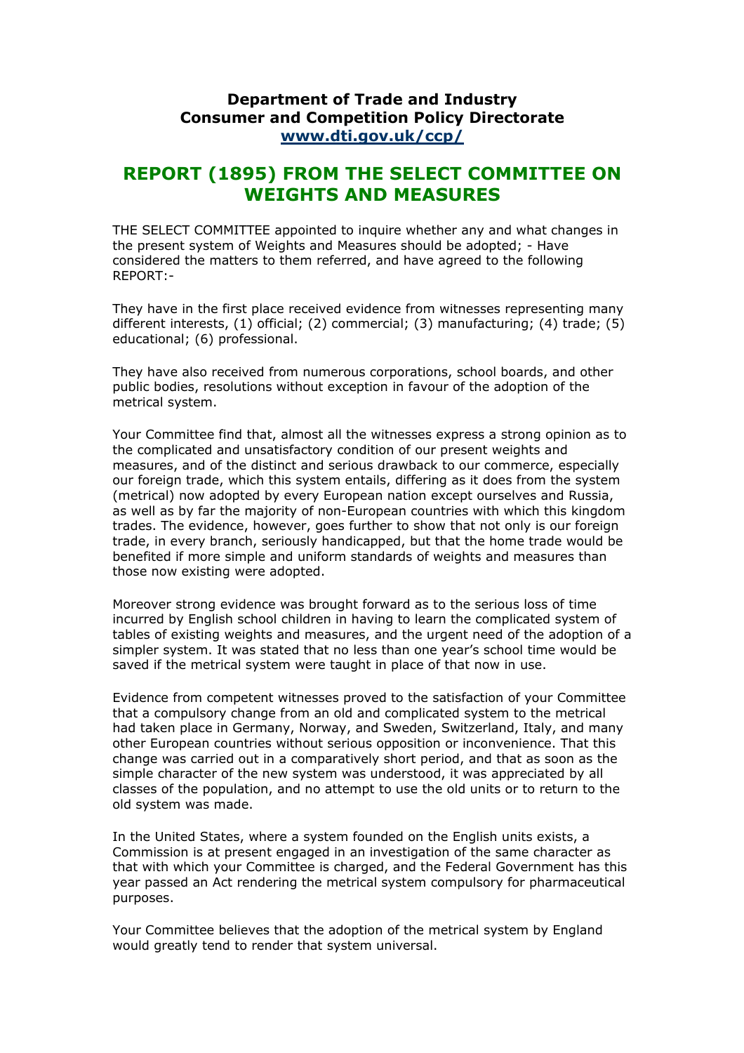**Department of Trade and Industry**
**Consumer and Competition Policy Directorate**
**[www.dti.gov.uk/ccp/](http://www.dti.gov.uk/ccp/)**

# REPORT (1895) FROM THE SELECT COMMITTEE ON WEIGHTS AND MEASURES

THE SELECT COMMITTEE appointed to inquire whether any and what changes in the present system of Weights and Measures should be adopted; - Have considered the matters to them referred, and have agreed to the following REPORT:-

They have in the first place received evidence from witnesses representing many different interests, (1) official; (2) commercial; (3) manufacturing; (4) trade; (5) educational; (6) professional.

They have also received from numerous corporations, school boards, and other public bodies, resolutions without exception in favour of the adoption of the metrical system.

Your Committee find that, almost all the witnesses express a strong opinion as to the complicated and unsatisfactory condition of our present weights and measures, and of the distinct and serious drawback to our commerce, especially our foreign trade, which this system entails, differing as it does from the system (metrical) now adopted by every European nation except ourselves and Russia, as well as by far the majority of non-European countries with which this kingdom trades. The evidence, however, goes further to show that not only is our foreign trade, in every branch, seriously handicapped, but that the home trade would be benefited if more simple and uniform standards of weights and measures than those now existing were adopted.

Moreover strong evidence was brought forward as to the serious loss of time incurred by English school children in having to learn the complicated system of tables of existing weights and measures, and the urgent need of the adoption of a simpler system. It was stated that no less than one year's school time would be saved if the metrical system were taught in place of that now in use.

Evidence from competent witnesses proved to the satisfaction of your Committee that a compulsory change from an old and complicated system to the metrical had taken place in Germany, Norway, and Sweden, Switzerland, Italy, and many other European countries without serious opposition or inconvenience. That this change was carried out in a comparatively short period, and that as soon as the simple character of the new system was understood, it was appreciated by all classes of the population, and no attempt to use the old units or to return to the old system was made.

In the United States, where a system founded on the English units exists, a Commission is at present engaged in an investigation of the same character as that with which your Committee is charged, and the Federal Government has this year passed an Act rendering the metrical system compulsory for pharmaceutical purposes.

Your Committee believes that the adoption of the metrical system by England would greatly tend to render that system universal.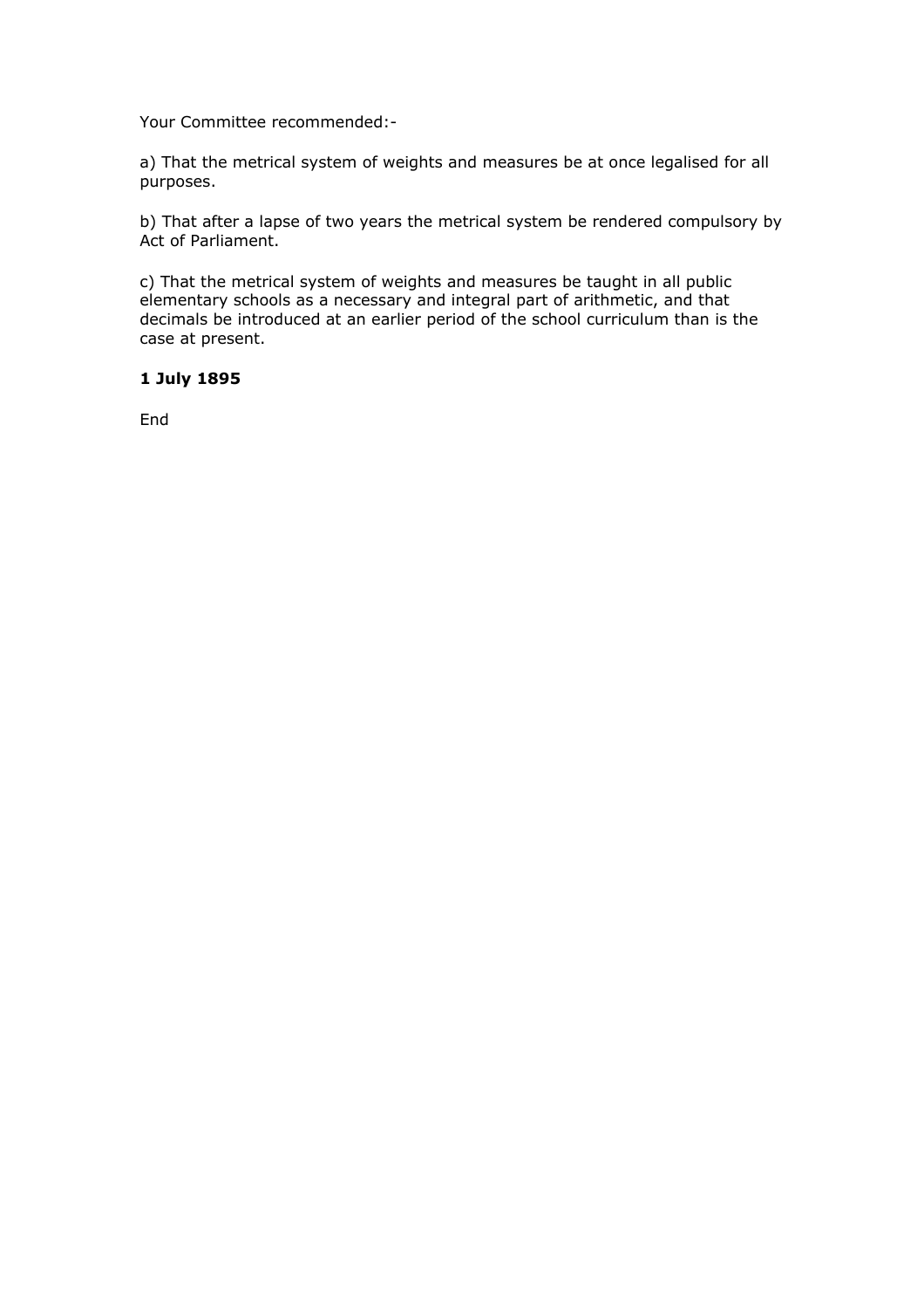Your Committee recommended:-

a) That the metrical system of weights and measures be at once legalised for all purposes.

b) That after a lapse of two years the metrical system be rendered compulsory by Act of Parliament.

c) That the metrical system of weights and measures be taught in all public elementary schools as a necessary and integral part of arithmetic, and that decimals be introduced at an earlier period of the school curriculum than is the case at present.

**1 July 1895**

End